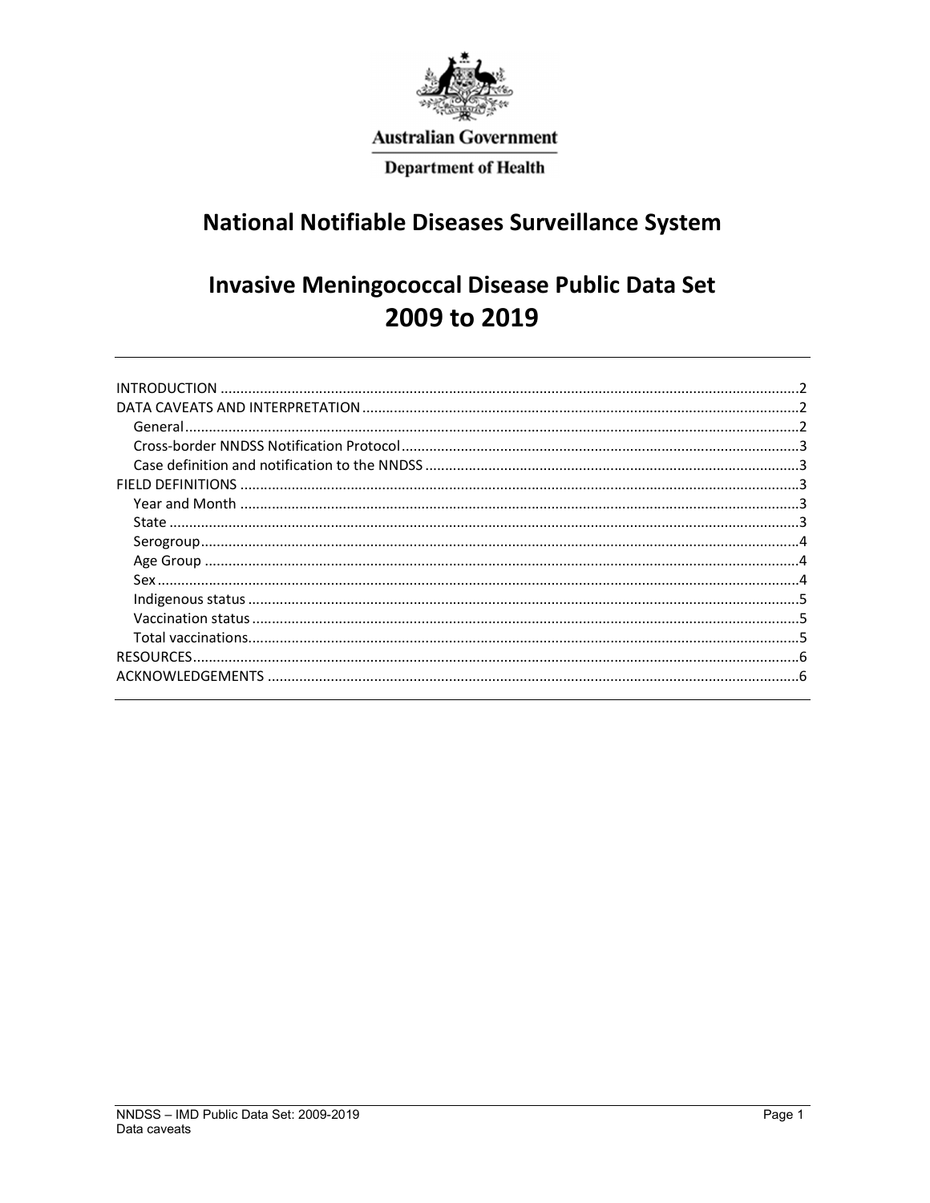Australian Government

Department of Health

# National Notifiable Diseases Surveillance System

# Invasive Meningococcal Disease Public Data Set 2009 to 2019

- INTRODUCTION ..... 2
- DATA CAVEATS AND INTERPRETATION ..... 2
  - General ..... 2
  - Cross-border NNDSS Notification Protocol ..... 3
  - Case definition and notification to the NNDSS ..... 3
- FIELD DEFINITIONS ..... 3
  - Year and Month ..... 3
  - State ..... 3
  - Serogroup ..... 4
  - Age Group ..... 4
  - Sex ..... 4
  - Indigenous status ..... 5
  - Vaccination status ..... 5
  - Total vaccinations ..... 5
- RESOURCES ..... 6
- ACKNOWLEDGEMENTS ..... 6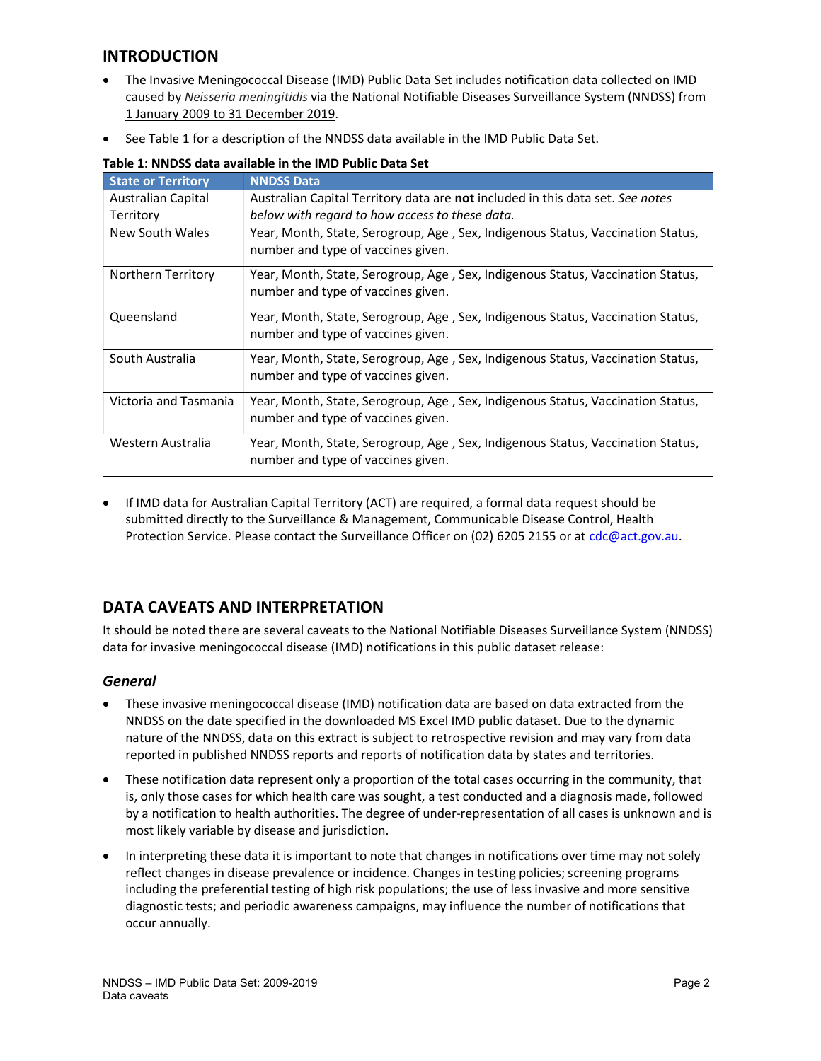## INTRODUCTION

- The Invasive Meningococcal Disease (IMD) Public Data Set includes notification data collected on IMD caused by *Neisseria meningitidis* via the National Notifiable Diseases Surveillance System (NNDSS) from 1 January 2009 to 31 December 2019.
- See Table 1 for a description of the NNDSS data available in the IMD Public Data Set.

**Table 1: NNDSS data available in the IMD Public Data Set**

| State or Territory | NNDSS Data |
|---|---|
| Australian Capital Territory | Australian Capital Territory data are **not** included in this data set. *See notes below with regard to how access to these data.* |
| New South Wales | Year, Month, State, Serogroup, Age , Sex, Indigenous Status, Vaccination Status, number and type of vaccines given. |
| Northern Territory | Year, Month, State, Serogroup, Age , Sex, Indigenous Status, Vaccination Status, number and type of vaccines given. |
| Queensland | Year, Month, State, Serogroup, Age , Sex, Indigenous Status, Vaccination Status, number and type of vaccines given. |
| South Australia | Year, Month, State, Serogroup, Age , Sex, Indigenous Status, Vaccination Status, number and type of vaccines given. |
| Victoria and Tasmania | Year, Month, State, Serogroup, Age , Sex, Indigenous Status, Vaccination Status, number and type of vaccines given. |
| Western Australia | Year, Month, State, Serogroup, Age , Sex, Indigenous Status, Vaccination Status, number and type of vaccines given. |

- If IMD data for Australian Capital Territory (ACT) are required, a formal data request should be submitted directly to the Surveillance & Management, Communicable Disease Control, Health Protection Service. Please contact the Surveillance Officer on (02) 6205 2155 or at cdc@act.gov.au.

## DATA CAVEATS AND INTERPRETATION

It should be noted there are several caveats to the National Notifiable Diseases Surveillance System (NNDSS) data for invasive meningococcal disease (IMD) notifications in this public dataset release:

### *General*

- These invasive meningococcal disease (IMD) notification data are based on data extracted from the NNDSS on the date specified in the downloaded MS Excel IMD public dataset. Due to the dynamic nature of the NNDSS, data on this extract is subject to retrospective revision and may vary from data reported in published NNDSS reports and reports of notification data by states and territories.
- These notification data represent only a proportion of the total cases occurring in the community, that is, only those cases for which health care was sought, a test conducted and a diagnosis made, followed by a notification to health authorities. The degree of under-representation of all cases is unknown and is most likely variable by disease and jurisdiction.
- In interpreting these data it is important to note that changes in notifications over time may not solely reflect changes in disease prevalence or incidence. Changes in testing policies; screening programs including the preferential testing of high risk populations; the use of less invasive and more sensitive diagnostic tests; and periodic awareness campaigns, may influence the number of notifications that occur annually.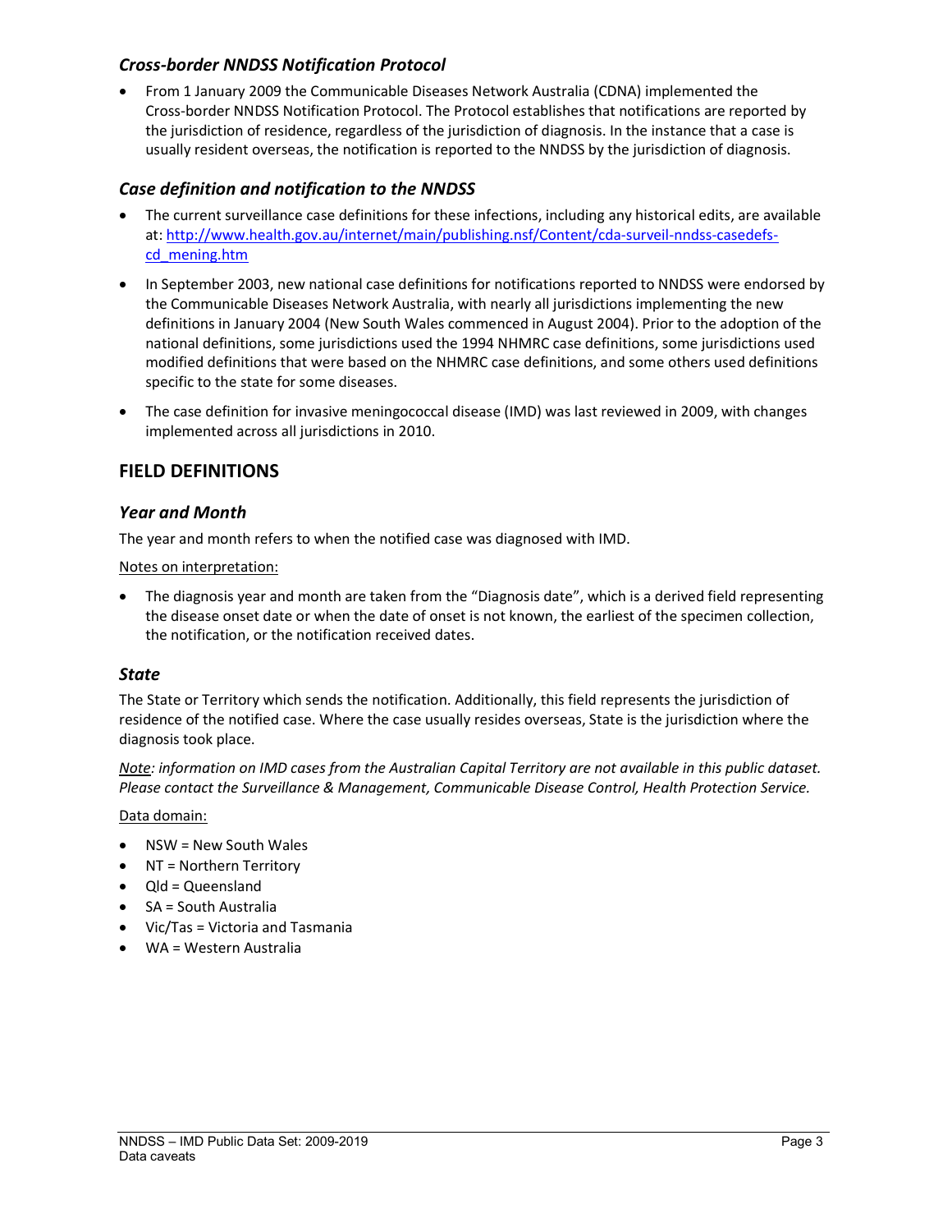### *Cross-border NNDSS Notification Protocol*

- From 1 January 2009 the Communicable Diseases Network Australia (CDNA) implemented the Cross-border NNDSS Notification Protocol. The Protocol establishes that notifications are reported by the jurisdiction of residence, regardless of the jurisdiction of diagnosis. In the instance that a case is usually resident overseas, the notification is reported to the NNDSS by the jurisdiction of diagnosis.

### *Case definition and notification to the NNDSS*

- The current surveillance case definitions for these infections, including any historical edits, are available at: [http://www.health.gov.au/internet/main/publishing.nsf/Content/cda-surveil-nndss-casedefs-cd_mening.htm](http://www.health.gov.au/internet/main/publishing.nsf/Content/cda-surveil-nndss-casedefs-cd_mening.htm)
- In September 2003, new national case definitions for notifications reported to NNDSS were endorsed by the Communicable Diseases Network Australia, with nearly all jurisdictions implementing the new definitions in January 2004 (New South Wales commenced in August 2004). Prior to the adoption of the national definitions, some jurisdictions used the 1994 NHMRC case definitions, some jurisdictions used modified definitions that were based on the NHMRC case definitions, and some others used definitions specific to the state for some diseases.
- The case definition for invasive meningococcal disease (IMD) was last reviewed in 2009, with changes implemented across all jurisdictions in 2010.

## FIELD DEFINITIONS

### *Year and Month*

The year and month refers to when the notified case was diagnosed with IMD.

Notes on interpretation:

- The diagnosis year and month are taken from the "Diagnosis date", which is a derived field representing the disease onset date or when the date of onset is not known, the earliest of the specimen collection, the notification, or the notification received dates.

### *State*

The State or Territory which sends the notification. Additionally, this field represents the jurisdiction of residence of the notified case. Where the case usually resides overseas, State is the jurisdiction where the diagnosis took place.

*Note: information on IMD cases from the Australian Capital Territory are not available in this public dataset. Please contact the Surveillance & Management, Communicable Disease Control, Health Protection Service.*

Data domain:

- NSW = New South Wales
- NT = Northern Territory
- Qld = Queensland
- SA = South Australia
- Vic/Tas = Victoria and Tasmania
- WA = Western Australia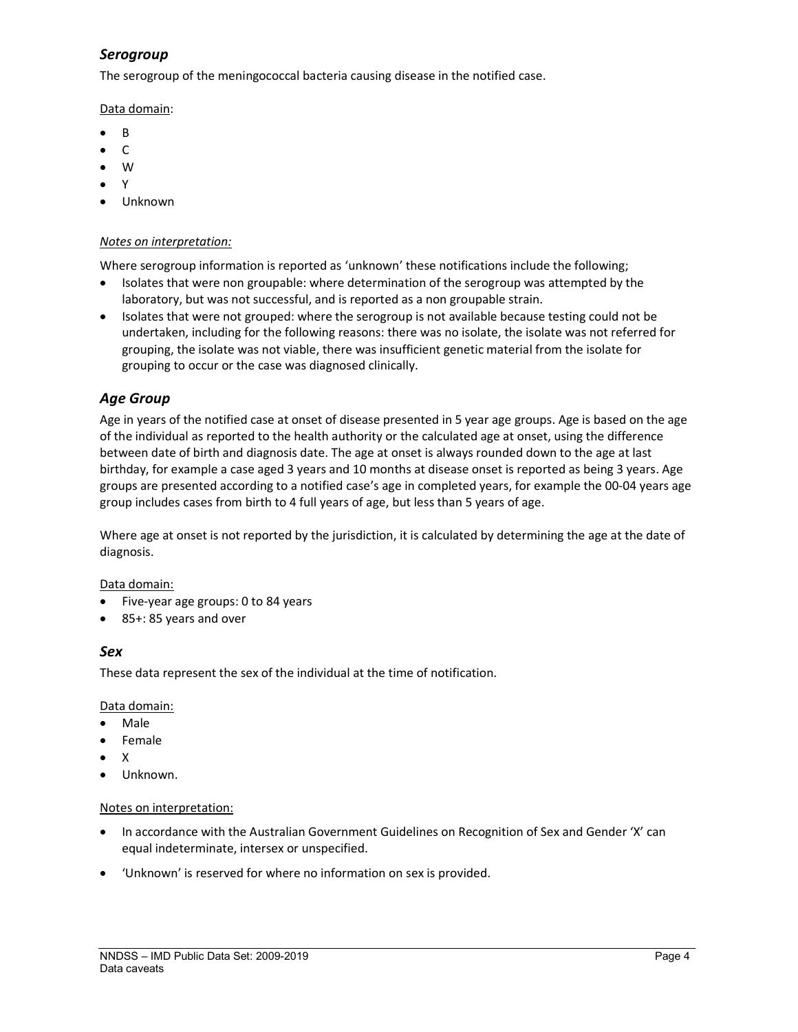### *Serogroup*

The serogroup of the meningococcal bacteria causing disease in the notified case.

Data domain:

- B
- C
- W
- Y
- Unknown

*Notes on interpretation:*

Where serogroup information is reported as 'unknown' these notifications include the following;

- Isolates that were non groupable: where determination of the serogroup was attempted by the laboratory, but was not successful, and is reported as a non groupable strain.
- Isolates that were not grouped: where the serogroup is not available because testing could not be undertaken, including for the following reasons: there was no isolate, the isolate was not referred for grouping, the isolate was not viable, there was insufficient genetic material from the isolate for grouping to occur or the case was diagnosed clinically.

### *Age Group*

Age in years of the notified case at onset of disease presented in 5 year age groups. Age is based on the age of the individual as reported to the health authority or the calculated age at onset, using the difference between date of birth and diagnosis date. The age at onset is always rounded down to the age at last birthday, for example a case aged 3 years and 10 months at disease onset is reported as being 3 years. Age groups are presented according to a notified case's age in completed years, for example the 00-04 years age group includes cases from birth to 4 full years of age, but less than 5 years of age.

Where age at onset is not reported by the jurisdiction, it is calculated by determining the age at the date of diagnosis.

Data domain:

- Five-year age groups: 0 to 84 years
- 85+: 85 years and over

### *Sex*

These data represent the sex of the individual at the time of notification.

Data domain:

- Male
- Female
- X
- Unknown.

Notes on interpretation:

- In accordance with the Australian Government Guidelines on Recognition of Sex and Gender 'X' can equal indeterminate, intersex or unspecified.
- 'Unknown' is reserved for where no information on sex is provided.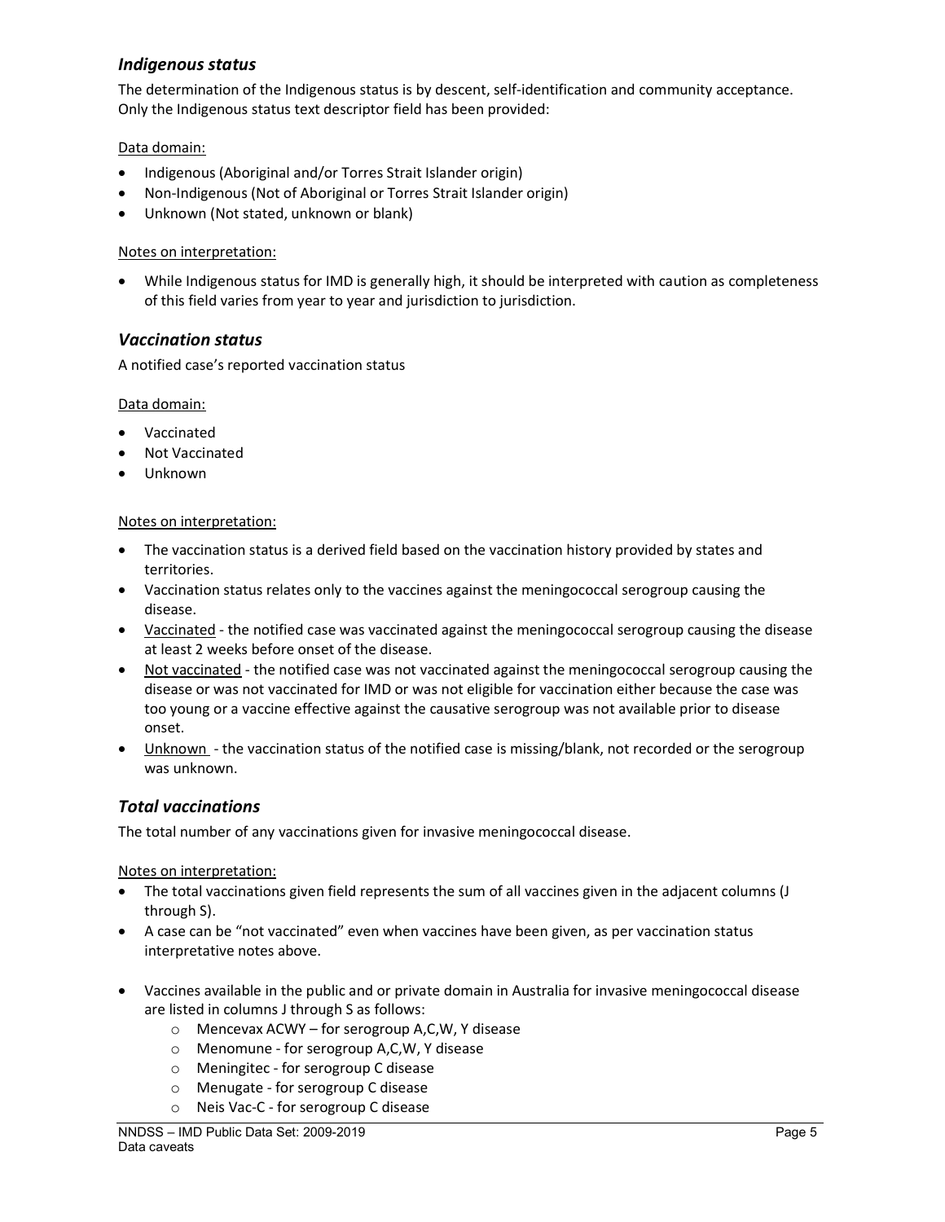### *Indigenous status*

The determination of the Indigenous status is by descent, self-identification and community acceptance. Only the Indigenous status text descriptor field has been provided:

Data domain:

- Indigenous (Aboriginal and/or Torres Strait Islander origin)
- Non-Indigenous (Not of Aboriginal or Torres Strait Islander origin)
- Unknown (Not stated, unknown or blank)

Notes on interpretation:

- While Indigenous status for IMD is generally high, it should be interpreted with caution as completeness of this field varies from year to year and jurisdiction to jurisdiction.

### *Vaccination status*

A notified case's reported vaccination status

Data domain:

- Vaccinated
- Not Vaccinated
- Unknown

Notes on interpretation:

- The vaccination status is a derived field based on the vaccination history provided by states and territories.
- Vaccination status relates only to the vaccines against the meningococcal serogroup causing the disease.
- Vaccinated - the notified case was vaccinated against the meningococcal serogroup causing the disease at least 2 weeks before onset of the disease.
- Not vaccinated - the notified case was not vaccinated against the meningococcal serogroup causing the disease or was not vaccinated for IMD or was not eligible for vaccination either because the case was too young or a vaccine effective against the causative serogroup was not available prior to disease onset.
- Unknown - the vaccination status of the notified case is missing/blank, not recorded or the serogroup was unknown.

### *Total vaccinations*

The total number of any vaccinations given for invasive meningococcal disease.

Notes on interpretation:

- The total vaccinations given field represents the sum of all vaccines given in the adjacent columns (J through S).
- A case can be "not vaccinated" even when vaccines have been given, as per vaccination status interpretative notes above.
- Vaccines available in the public and or private domain in Australia for invasive meningococcal disease are listed in columns J through S as follows:
  - Mencevax ACWY – for serogroup A,C,W, Y disease
  - Menomune - for serogroup A,C,W, Y disease
  - Meningitec - for serogroup C disease
  - Menugate - for serogroup C disease
  - Neis Vac-C - for serogroup C disease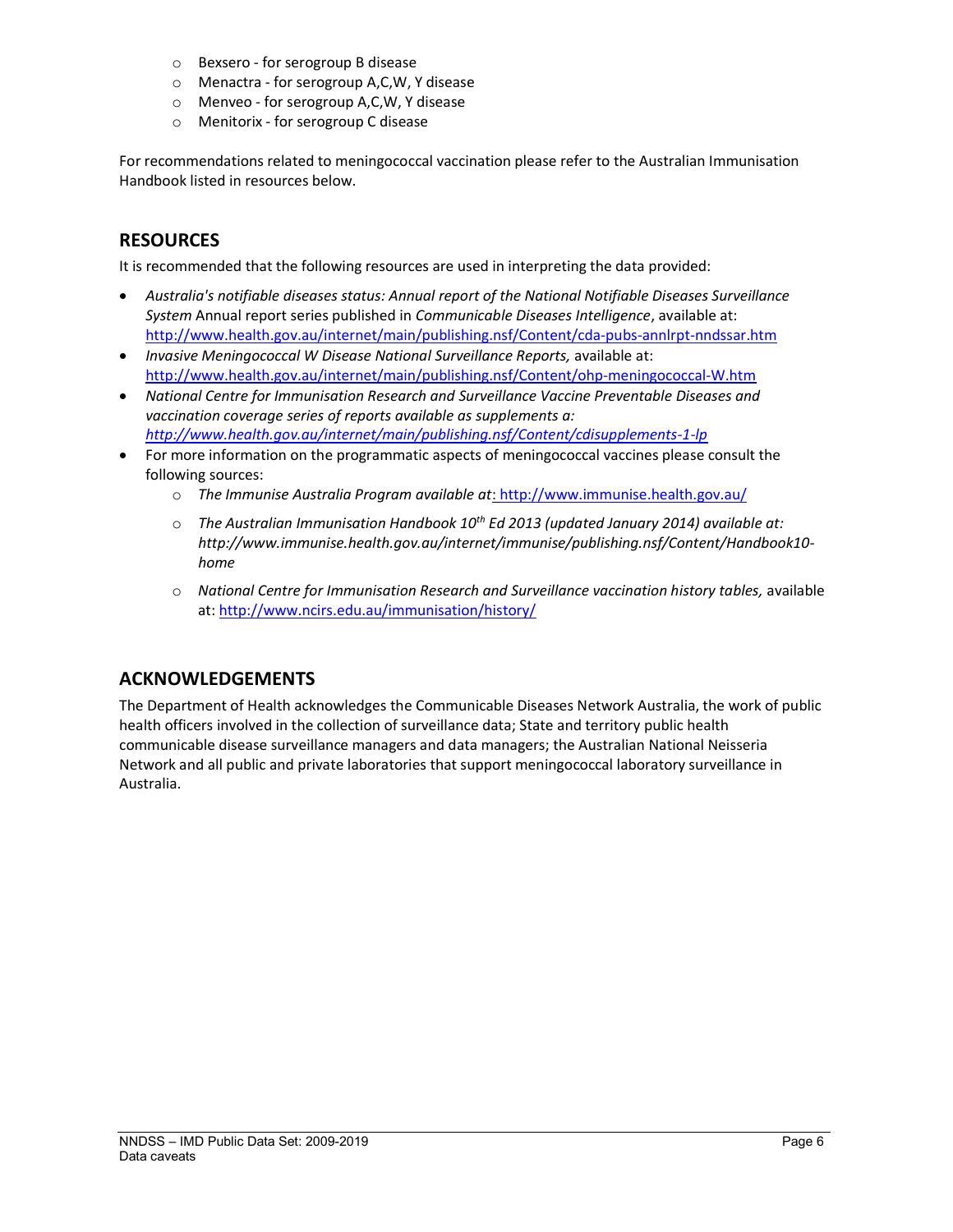- Bexsero - for serogroup B disease
- Menactra - for serogroup A,C,W, Y disease
- Menveo - for serogroup A,C,W, Y disease
- Menitorix - for serogroup C disease

For recommendations related to meningococcal vaccination please refer to the Australian Immunisation Handbook listed in resources below.

## RESOURCES

It is recommended that the following resources are used in interpreting the data provided:

- *Australia's notifiable diseases status: Annual report of the National Notifiable Diseases Surveillance System* Annual report series published in *Communicable Diseases Intelligence*, available at: http://www.health.gov.au/internet/main/publishing.nsf/Content/cda-pubs-annlrpt-nndssar.htm
- *Invasive Meningococcal W Disease National Surveillance Reports,* available at: http://www.health.gov.au/internet/main/publishing.nsf/Content/ohp-meningococcal-W.htm
- *National Centre for Immunisation Research and Surveillance Vaccine Preventable Diseases and vaccination coverage series of reports available as supplements a: http://www.health.gov.au/internet/main/publishing.nsf/Content/cdisupplements-1-lp*
- For more information on the programmatic aspects of meningococcal vaccines please consult the following sources:
  - *The Immunise Australia Program available at*: http://www.immunise.health.gov.au/
  - *The Australian Immunisation Handbook 10th Ed 2013 (updated January 2014) available at: http://www.immunise.health.gov.au/internet/immunise/publishing.nsf/Content/Handbook10-home*
  - *National Centre for Immunisation Research and Surveillance vaccination history tables,* available at: http://www.ncirs.edu.au/immunisation/history/

## ACKNOWLEDGEMENTS

The Department of Health acknowledges the Communicable Diseases Network Australia, the work of public health officers involved in the collection of surveillance data; State and territory public health communicable disease surveillance managers and data managers; the Australian National Neisseria Network and all public and private laboratories that support meningococcal laboratory surveillance in Australia.